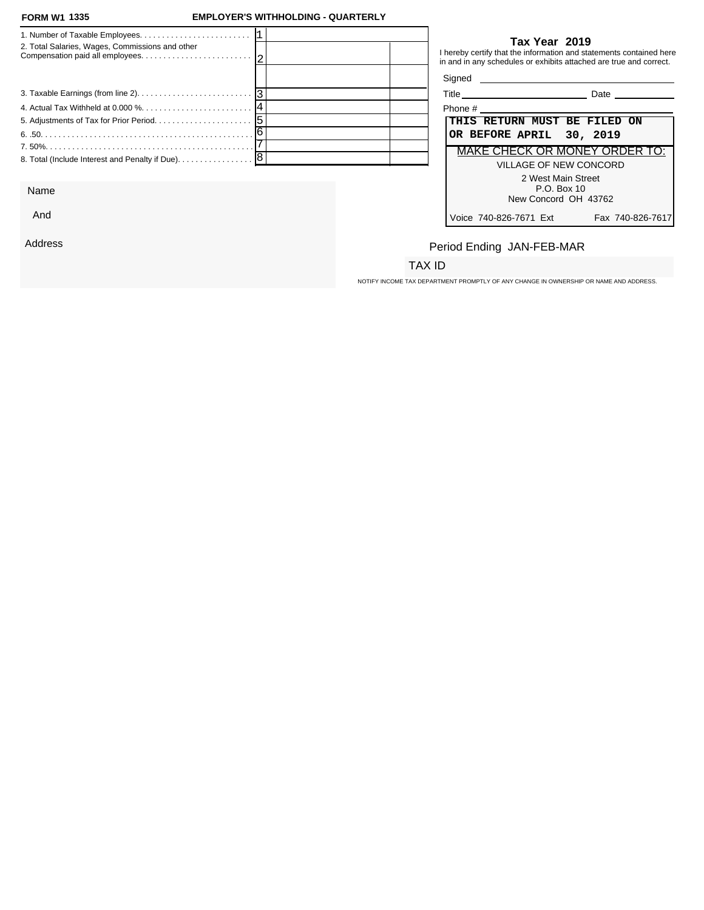**FORM W1 1335** **EMPLOYER'S WITHHOLDING - QUARTERLY**

| Line | | No. | | |
|---|---|---|---|---|
| 1. Number of Taxable Employees. | | 1 | | |
| 2. Total Salaries, Wages, Commissions and other Compensation paid all employees. | | 2 | | |
| | | | | |
| 3. Taxable Earnings (from line 2). | | 3 | | |
| 4. Actual Tax Withheld at 0.000 %. | | 4 | | |
| 5. Adjustments of Tax for Prior Period. | | 5 | | |
| 6. .50. | | 6 | | |
| 7. 50%. | | 7 | | |
| 8. Total (Include Interest and Penalty if Due). | | 8 | | |

**Tax Year 2019**

I hereby certify that the information and statements contained here in and in any schedules or exhibits attached are true and correct.

Signed ______________________

Title ______________________ Date ____________

Phone # ______________________

**THIS RETURN MUST BE FILED ON OR BEFORE APRIL 30, 2019**

MAKE CHECK OR MONEY ORDER TO:

VILLAGE OF NEW CONCORD
2 West Main Street
P.O. Box 10
New Concord OH 43762

Voice 740-826-7671 Ext Fax 740-826-7617

Name

And

Address

Period Ending JAN-FEB-MAR

TAX ID

NOTIFY INCOME TAX DEPARTMENT PROMPTLY OF ANY CHANGE IN OWNERSHIP OR NAME AND ADDRESS.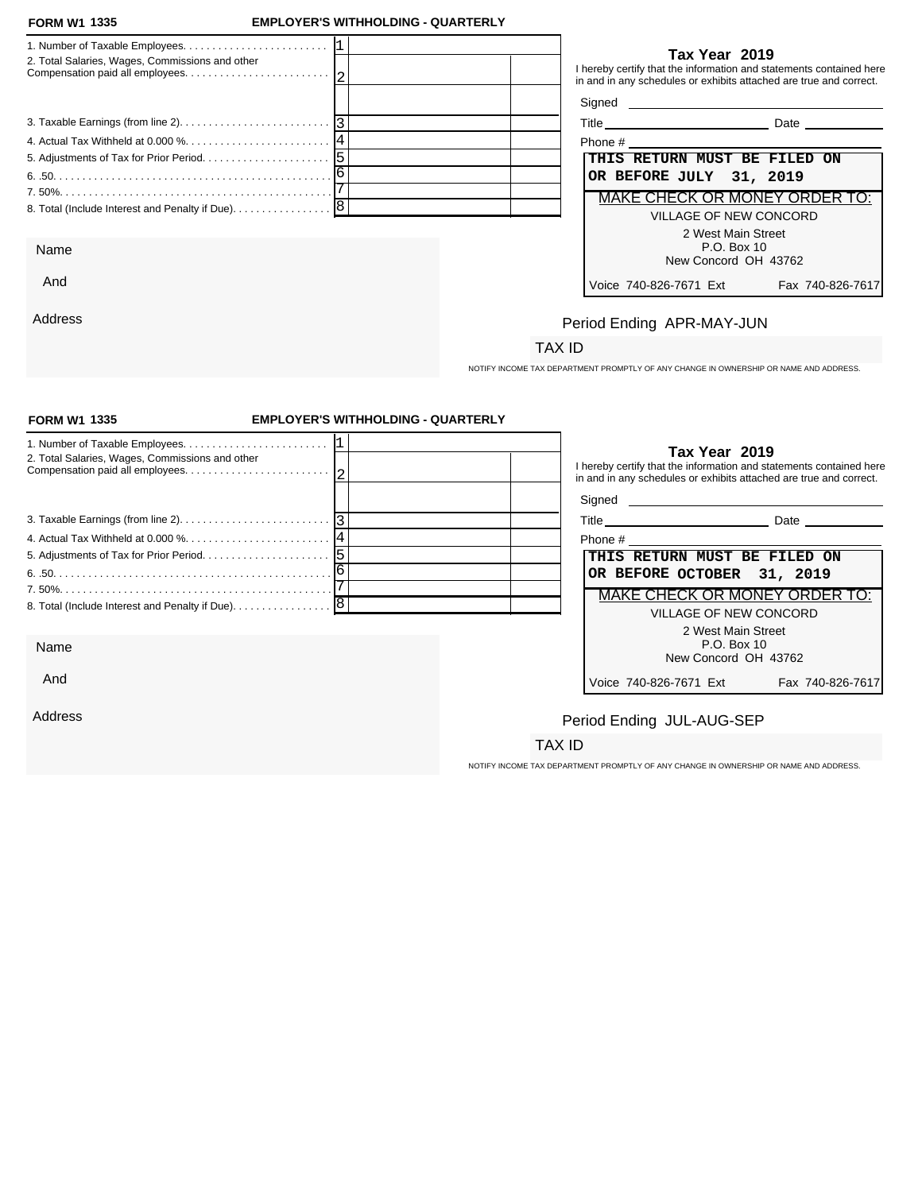**FORM W1 1335** **EMPLOYER'S WITHHOLDING - QUARTERLY**

| | | | |
|---|---|---|---|
| 1. Number of Taxable Employees. | 1 | | |
| 2. Total Salaries, Wages, Commissions and other Compensation paid all employees. | 2 | | |
| | | | |
| 3. Taxable Earnings (from line 2). | 3 | | |
| 4. Actual Tax Withheld at 0.000 %. | 4 | | |
| 5. Adjustments of Tax for Prior Period. | 5 | | |
| 6. .50. | 6 | | |
| 7. 50%. | 7 | | |
| 8. Total (Include Interest and Penalty if Due). | 8 | | |

**Tax Year 2019**

I hereby certify that the information and statements contained here in and in any schedules or exhibits attached are true and correct.

Signed ______________________

Title ______________________ Date ____________

Phone # ______________________

**THIS RETURN MUST BE FILED ON OR BEFORE JULY 31, 2019**

MAKE CHECK OR MONEY ORDER TO:

VILLAGE OF NEW CONCORD
2 West Main Street
P.O. Box 10
New Concord OH 43762

Voice 740-826-7671 Ext Fax 740-826-7617

Name

And

Address

Period Ending APR-MAY-JUN

TAX ID

NOTIFY INCOME TAX DEPARTMENT PROMPTLY OF ANY CHANGE IN OWNERSHIP OR NAME AND ADDRESS.

---

**FORM W1 1335** **EMPLOYER'S WITHHOLDING - QUARTERLY**

| | | | |
|---|---|---|---|
| 1. Number of Taxable Employees. | 1 | | |
| 2. Total Salaries, Wages, Commissions and other Compensation paid all employees. | 2 | | |
| | | | |
| 3. Taxable Earnings (from line 2). | 3 | | |
| 4. Actual Tax Withheld at 0.000 %. | 4 | | |
| 5. Adjustments of Tax for Prior Period. | 5 | | |
| 6. .50. | 6 | | |
| 7. 50%. | 7 | | |
| 8. Total (Include Interest and Penalty if Due). | 8 | | |

**Tax Year 2019**

I hereby certify that the information and statements contained here in and in any schedules or exhibits attached are true and correct.

Signed ______________________

Title ______________________ Date ____________

Phone # ______________________

**THIS RETURN MUST BE FILED ON OR BEFORE OCTOBER 31, 2019**

MAKE CHECK OR MONEY ORDER TO:

VILLAGE OF NEW CONCORD
2 West Main Street
P.O. Box 10
New Concord OH 43762

Voice 740-826-7671 Ext Fax 740-826-7617

Name

And

Address

Period Ending JUL-AUG-SEP

TAX ID

NOTIFY INCOME TAX DEPARTMENT PROMPTLY OF ANY CHANGE IN OWNERSHIP OR NAME AND ADDRESS.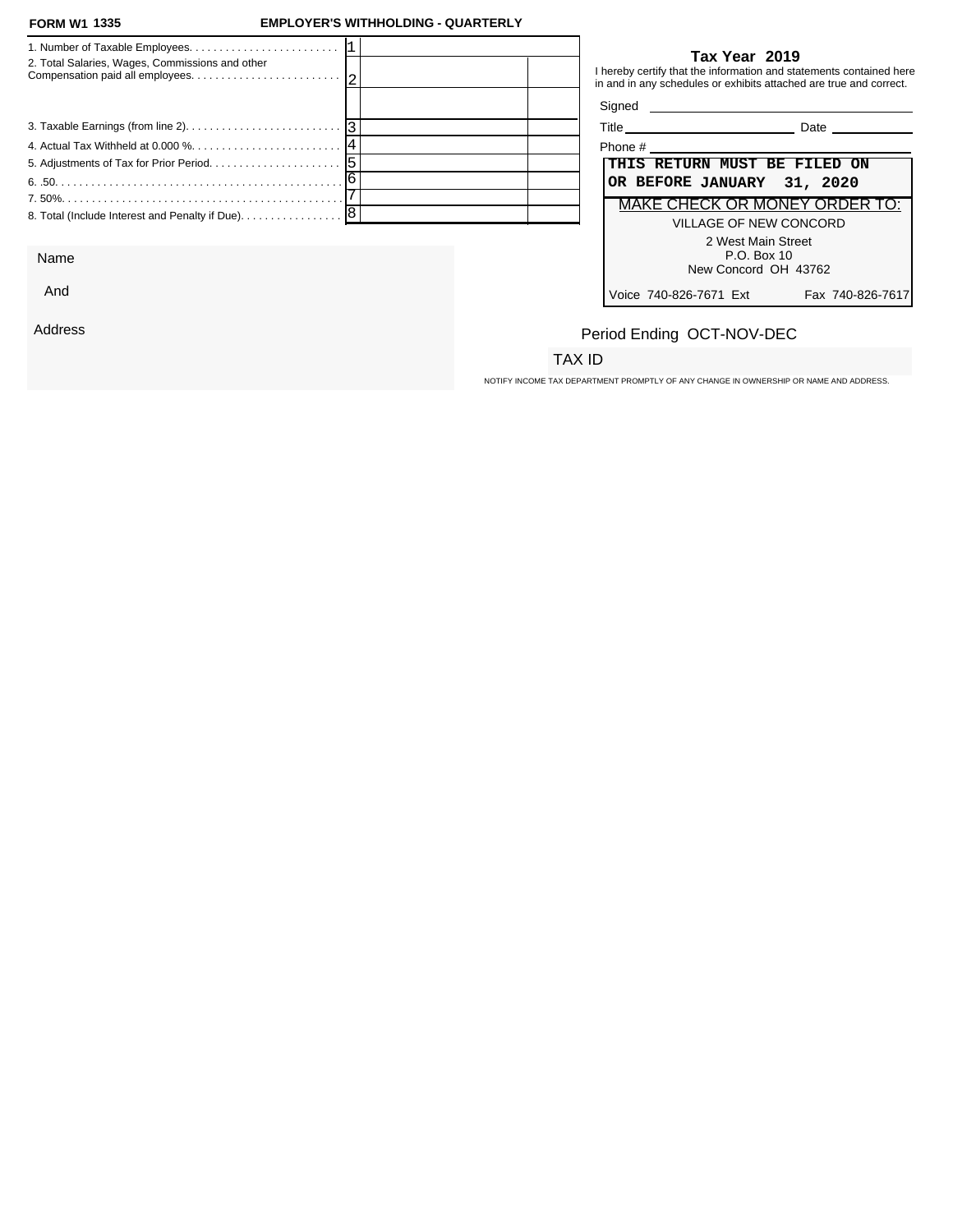**FORM W1 1335** **EMPLOYER'S WITHHOLDING - QUARTERLY**

| | | | |
|---|---|---|---|
| 1. Number of Taxable Employees. | 1 | | |
| 2. Total Salaries, Wages, Commissions and other Compensation paid all employees. | 2 | | |
| | | | |
| 3. Taxable Earnings (from line 2). | 3 | | |
| 4. Actual Tax Withheld at 0.000 %. | 4 | | |
| 5. Adjustments of Tax for Prior Period. | 5 | | |
| 6. .50. | 6 | | |
| 7. 50%. | 7 | | |
| 8. Total (Include Interest and Penalty if Due). | 8 | | |

Name

And

Address

**Tax Year 2019**

I hereby certify that the information and statements contained here in and in any schedules or exhibits attached are true and correct.

Signed ______________________

Title ______________________ Date ____________

Phone # ______________________

**THIS RETURN MUST BE FILED ON OR BEFORE JANUARY 31, 2020**

MAKE CHECK OR MONEY ORDER TO:

VILLAGE OF NEW CONCORD
2 West Main Street
P.O. Box 10
New Concord OH 43762

Voice 740-826-7671 Ext Fax 740-826-7617

Period Ending OCT-NOV-DEC

TAX ID

NOTIFY INCOME TAX DEPARTMENT PROMPTLY OF ANY CHANGE IN OWNERSHIP OR NAME AND ADDRESS.